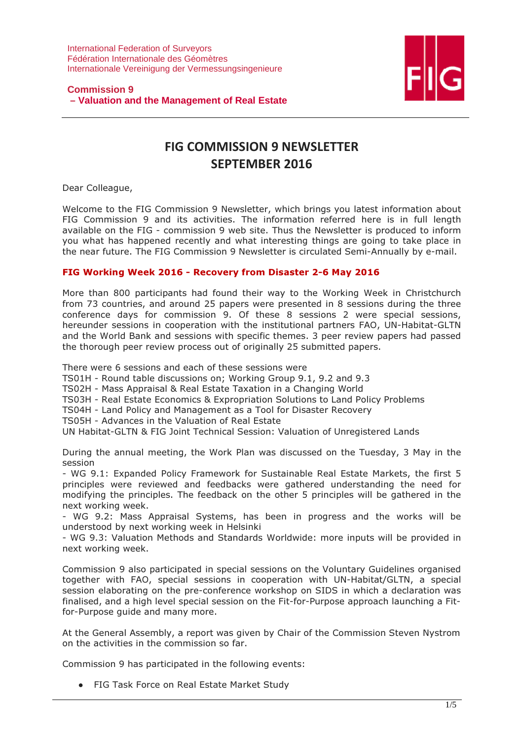International Federation of Surveyors
Fédération Internationale des Géomètres
Internationale Vereinigung der Vermessungsingenieure

**Commission 9**
**– Valuation and the Management of Real Estate**

# FIG COMMISSION 9 NEWSLETTER
# SEPTEMBER 2016

Dear Colleague,

Welcome to the FIG Commission 9 Newsletter, which brings you latest information about FIG Commission 9 and its activities. The information referred here is in full length available on the FIG - commission 9 web site. Thus the Newsletter is produced to inform you what has happened recently and what interesting things are going to take place in the near future. The FIG Commission 9 Newsletter is circulated Semi-Annually by e-mail.

### FIG Working Week 2016 - Recovery from Disaster 2-6 May 2016

More than 800 participants had found their way to the Working Week in Christchurch from 73 countries, and around 25 papers were presented in 8 sessions during the three conference days for commission 9. Of these 8 sessions 2 were special sessions, hereunder sessions in cooperation with the institutional partners FAO, UN-Habitat-GLTN and the World Bank and sessions with specific themes. 3 peer review papers had passed the thorough peer review process out of originally 25 submitted papers.

There were 6 sessions and each of these sessions were
TS01H - Round table discussions on; Working Group 9.1, 9.2 and 9.3
TS02H - Mass Appraisal & Real Estate Taxation in a Changing World
TS03H - Real Estate Economics & Expropriation Solutions to Land Policy Problems
TS04H - Land Policy and Management as a Tool for Disaster Recovery
TS05H - Advances in the Valuation of Real Estate
UN Habitat-GLTN & FIG Joint Technical Session: Valuation of Unregistered Lands

During the annual meeting, the Work Plan was discussed on the Tuesday, 3 May in the session
- WG 9.1: Expanded Policy Framework for Sustainable Real Estate Markets, the first 5 principles were reviewed and feedbacks were gathered understanding the need for modifying the principles. The feedback on the other 5 principles will be gathered in the next working week.
- WG 9.2: Mass Appraisal Systems, has been in progress and the works will be understood by next working week in Helsinki
- WG 9.3: Valuation Methods and Standards Worldwide: more inputs will be provided in next working week.

Commission 9 also participated in special sessions on the Voluntary Guidelines organised together with FAO, special sessions in cooperation with UN-Habitat/GLTN, a special session elaborating on the pre-conference workshop on SIDS in which a declaration was finalised, and a high level special session on the Fit-for-Purpose approach launching a Fit-for-Purpose guide and many more.

At the General Assembly, a report was given by Chair of the Commission Steven Nystrom on the activities in the commission so far.

Commission 9 has participated in the following events:

- FIG Task Force on Real Estate Market Study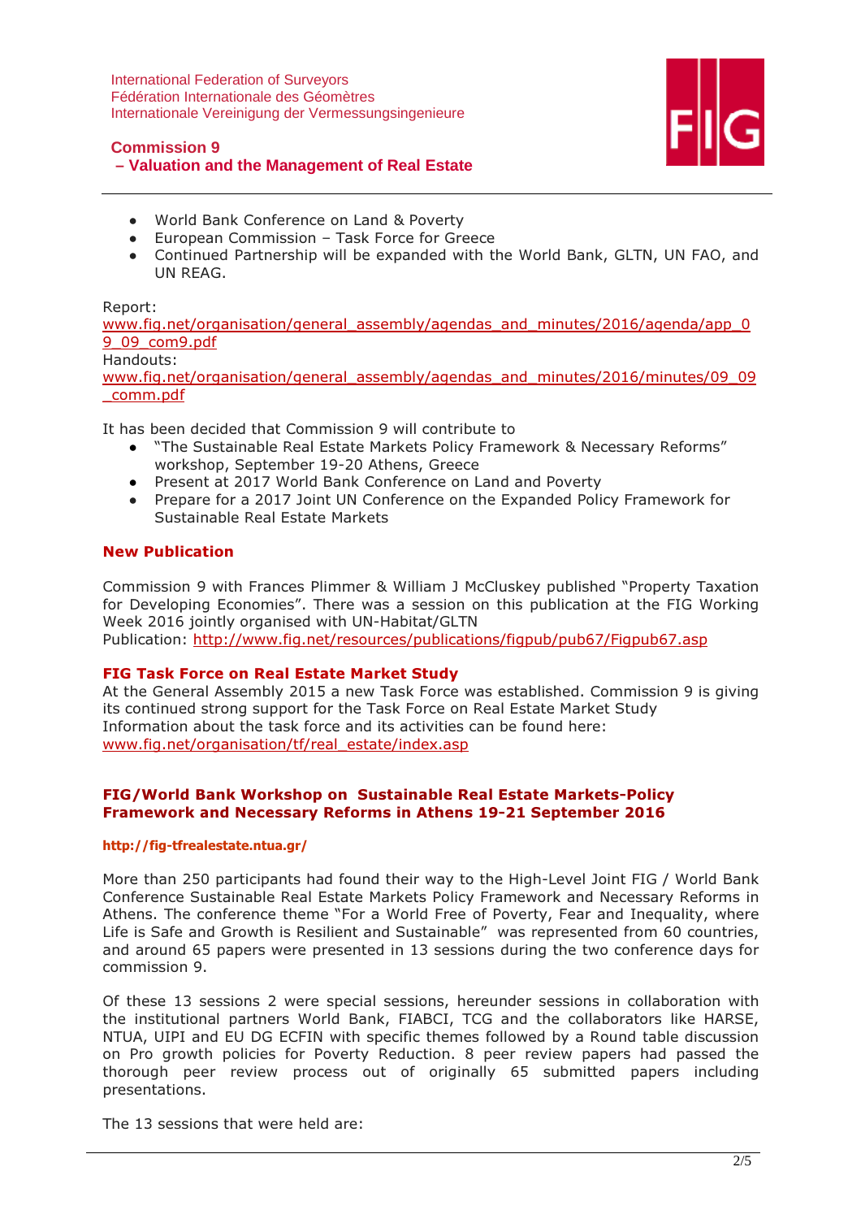- World Bank Conference on Land & Poverty
- European Commission – Task Force for Greece
- Continued Partnership will be expanded with the World Bank, GLTN, UN FAO, and UN REAG.

Report:
www.fig.net/organisation/general_assembly/agendas_and_minutes/2016/agenda/app_09_09_com9.pdf
Handouts:
www.fig.net/organisation/general_assembly/agendas_and_minutes/2016/minutes/09_09_comm.pdf

It has been decided that Commission 9 will contribute to

- "The Sustainable Real Estate Markets Policy Framework & Necessary Reforms" workshop, September 19-20 Athens, Greece
- Present at 2017 World Bank Conference on Land and Poverty
- Prepare for a 2017 Joint UN Conference on the Expanded Policy Framework for Sustainable Real Estate Markets

## New Publication

Commission 9 with Frances Plimmer & William J McCluskey published "Property Taxation for Developing Economies". There was a session on this publication at the FIG Working Week 2016 jointly organised with UN-Habitat/GLTN
Publication: http://www.fig.net/resources/publications/figpub/pub67/Figpub67.asp

## FIG Task Force on Real Estate Market Study

At the General Assembly 2015 a new Task Force was established. Commission 9 is giving its continued strong support for the Task Force on Real Estate Market Study
Information about the task force and its activities can be found here:
www.fig.net/organisation/tf/real_estate/index.asp

## FIG/World Bank Workshop on Sustainable Real Estate Markets-Policy Framework and Necessary Reforms in Athens 19-21 September 2016

**http://fig-tfrealestate.ntua.gr/**

More than 250 participants had found their way to the High-Level Joint FIG / World Bank Conference Sustainable Real Estate Markets Policy Framework and Necessary Reforms in Athens. The conference theme "For a World Free of Poverty, Fear and Inequality, where Life is Safe and Growth is Resilient and Sustainable" was represented from 60 countries, and around 65 papers were presented in 13 sessions during the two conference days for commission 9.

Of these 13 sessions 2 were special sessions, hereunder sessions in collaboration with the institutional partners World Bank, FIABCI, TCG and the collaborators like HARSE, NTUA, UIPI and EU DG ECFIN with specific themes followed by a Round table discussion on Pro growth policies for Poverty Reduction. 8 peer review papers had passed the thorough peer review process out of originally 65 submitted papers including presentations.

The 13 sessions that were held are: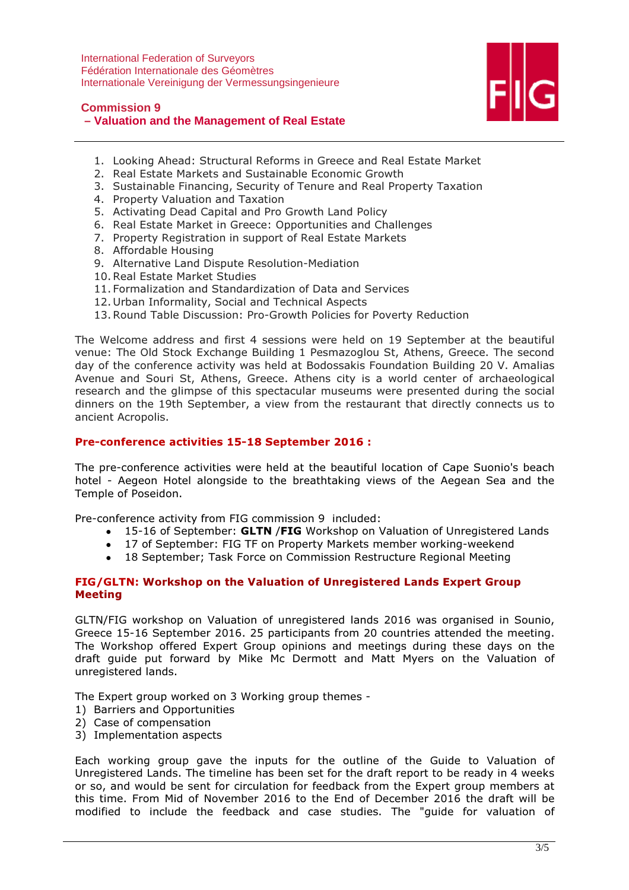1. Looking Ahead: Structural Reforms in Greece and Real Estate Market
2. Real Estate Markets and Sustainable Economic Growth
3. Sustainable Financing, Security of Tenure and Real Property Taxation
4. Property Valuation and Taxation
5. Activating Dead Capital and Pro Growth Land Policy
6. Real Estate Market in Greece: Opportunities and Challenges
7. Property Registration in support of Real Estate Markets
8. Affordable Housing
9. Alternative Land Dispute Resolution-Mediation
10. Real Estate Market Studies
11. Formalization and Standardization of Data and Services
12. Urban Informality, Social and Technical Aspects
13. Round Table Discussion: Pro-Growth Policies for Poverty Reduction

The Welcome address and first 4 sessions were held on 19 September at the beautiful venue: The Old Stock Exchange Building 1 Pesmazoglou St, Athens, Greece. The second day of the conference activity was held at Bodossakis Foundation Building 20 V. Amalias Avenue and Souri St, Athens, Greece. Athens city is a world center of archaeological research and the glimpse of this spectacular museums were presented during the social dinners on the 19th September, a view from the restaurant that directly connects us to ancient Acropolis.

## Pre-conference activities 15-18 September 2016 :

The pre-conference activities were held at the beautiful location of Cape Suonio's beach hotel - Aegeon Hotel alongside to the breathtaking views of the Aegean Sea and the Temple of Poseidon.

Pre-conference activity from FIG commission 9 included:

- 15-16 of September: **GLTN** /**FIG** Workshop on Valuation of Unregistered Lands
- 17 of September: FIG TF on Property Markets member working-weekend
- 18 September; Task Force on Commission Restructure Regional Meeting

## FIG/GLTN: Workshop on the Valuation of Unregistered Lands Expert Group Meeting

GLTN/FIG workshop on Valuation of unregistered lands 2016 was organised in Sounio, Greece 15-16 September 2016. 25 participants from 20 countries attended the meeting. The Workshop offered Expert Group opinions and meetings during these days on the draft guide put forward by Mike Mc Dermott and Matt Myers on the Valuation of unregistered lands.

The Expert group worked on 3 Working group themes -

1) Barriers and Opportunities
2) Case of compensation
3) Implementation aspects

Each working group gave the inputs for the outline of the Guide to Valuation of Unregistered Lands. The timeline has been set for the draft report to be ready in 4 weeks or so, and would be sent for circulation for feedback from the Expert group members at this time. From Mid of November 2016 to the End of December 2016 the draft will be modified to include the feedback and case studies. The "guide for valuation of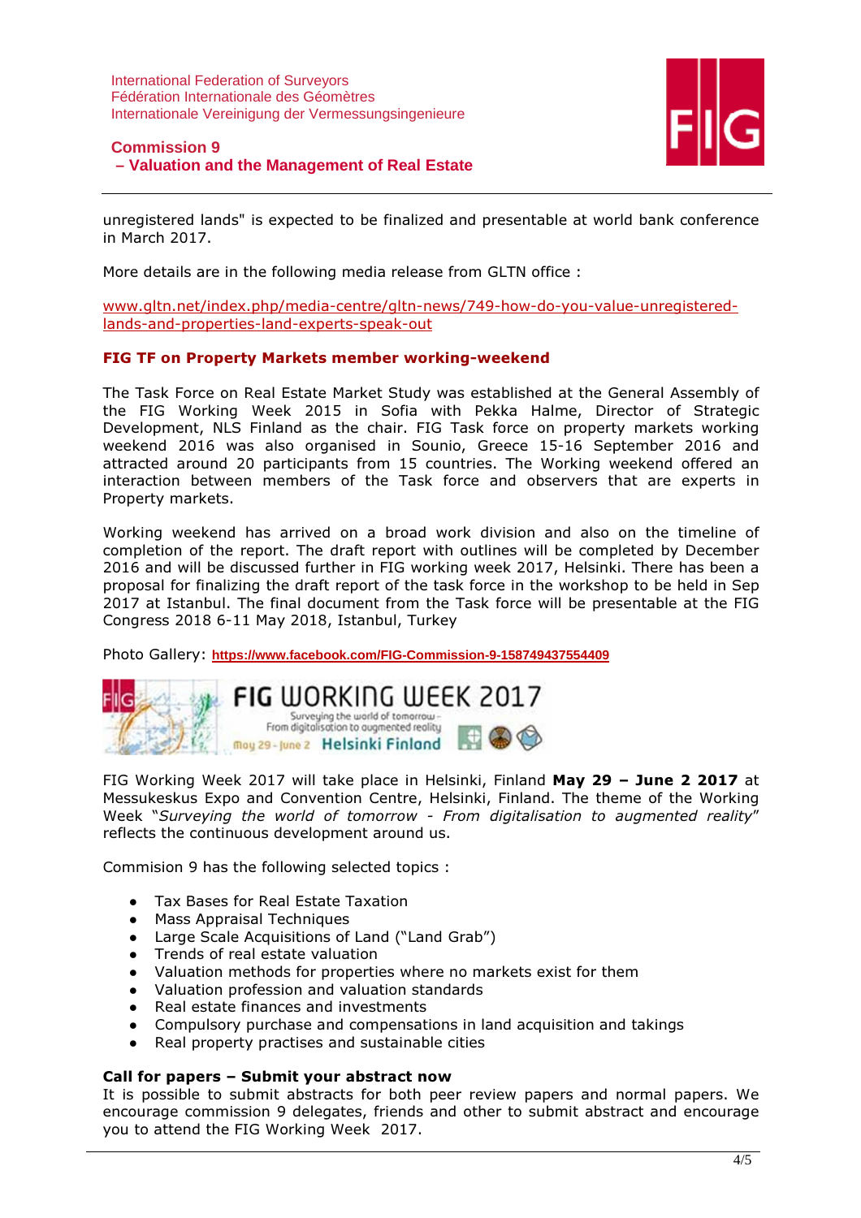unregistered lands" is expected to be finalized and presentable at world bank conference in March 2017.

More details are in the following media release from GLTN office :

www.gltn.net/index.php/media-centre/gltn-news/749-how-do-you-value-unregistered-lands-and-properties-land-experts-speak-out

## FIG TF on Property Markets member working-weekend

The Task Force on Real Estate Market Study was established at the General Assembly of the FIG Working Week 2015 in Sofia with Pekka Halme, Director of Strategic Development, NLS Finland as the chair. FIG Task force on property markets working weekend 2016 was also organised in Sounio, Greece 15-16 September 2016 and attracted around 20 participants from 15 countries. The Working weekend offered an interaction between members of the Task force and observers that are experts in Property markets.

Working weekend has arrived on a broad work division and also on the timeline of completion of the report. The draft report with outlines will be completed by December 2016 and will be discussed further in FIG working week 2017, Helsinki. There has been a proposal for finalizing the draft report of the task force in the workshop to be held in Sep 2017 at Istanbul. The final document from the Task force will be presentable at the FIG Congress 2018 6-11 May 2018, Istanbul, Turkey

Photo Gallery: **https://www.facebook.com/FIG-Commission-9-158749437554409**

FIG WORKING WEEK 2017
Surveying the world of tomorrow – From digitalisation to augmented reality
May 29 - June 2 Helsinki Finland

FIG Working Week 2017 will take place in Helsinki, Finland **May 29 – June 2 2017** at Messukeskus Expo and Convention Centre, Helsinki, Finland. The theme of the Working Week "*Surveying the world of tomorrow - From digitalisation to augmented reality*" reflects the continuous development around us.

Commision 9 has the following selected topics :

- Tax Bases for Real Estate Taxation
- Mass Appraisal Techniques
- Large Scale Acquisitions of Land ("Land Grab")
- Trends of real estate valuation
- Valuation methods for properties where no markets exist for them
- Valuation profession and valuation standards
- Real estate finances and investments
- Compulsory purchase and compensations in land acquisition and takings
- Real property practises and sustainable cities

**Call for papers – Submit your abstract now**

It is possible to submit abstracts for both peer review papers and normal papers. We encourage commission 9 delegates, friends and other to submit abstract and encourage you to attend the FIG Working Week 2017.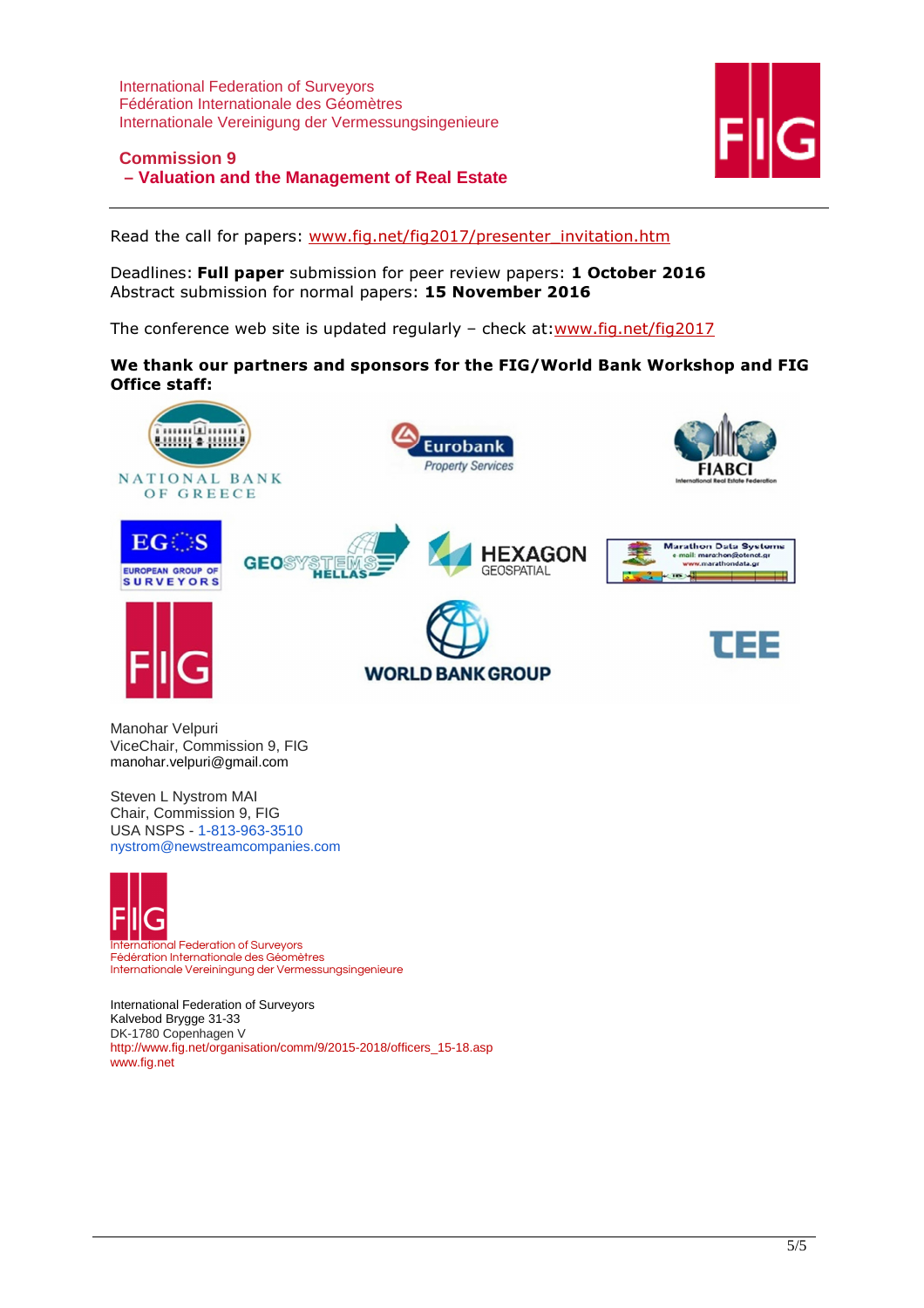International Federation of Surveyors
Fédération Internationale des Géomètres
Internationale Vereinigung der Vermessungsingenieure

**Commission 9**
**– Valuation and the Management of Real Estate**

Read the call for papers: www.fig.net/fig2017/presenter_invitation.htm

Deadlines: **Full paper** submission for peer review papers: **1 October 2016**
Abstract submission for normal papers: **15 November 2016**

The conference web site is updated regularly – check at:www.fig.net/fig2017

**We thank our partners and sponsors for the FIG/World Bank Workshop and FIG Office staff:**

Manohar Velpuri
ViceChair, Commission 9, FIG
manohar.velpuri@gmail.com

Steven L Nystrom MAI
Chair, Commission 9, FIG
USA NSPS - 1-813-963-3510
nystrom@newstreamcompanies.com

International Federation of Surveyors
Fédération Internationale des Géomètres
Internationale Vereiningung der Vermessungsingenieure

International Federation of Surveyors
Kalvebod Brygge 31-33
DK-1780 Copenhagen V
http://www.fig.net/organisation/comm/9/2015-2018/officers_15-18.asp
www.fig.net